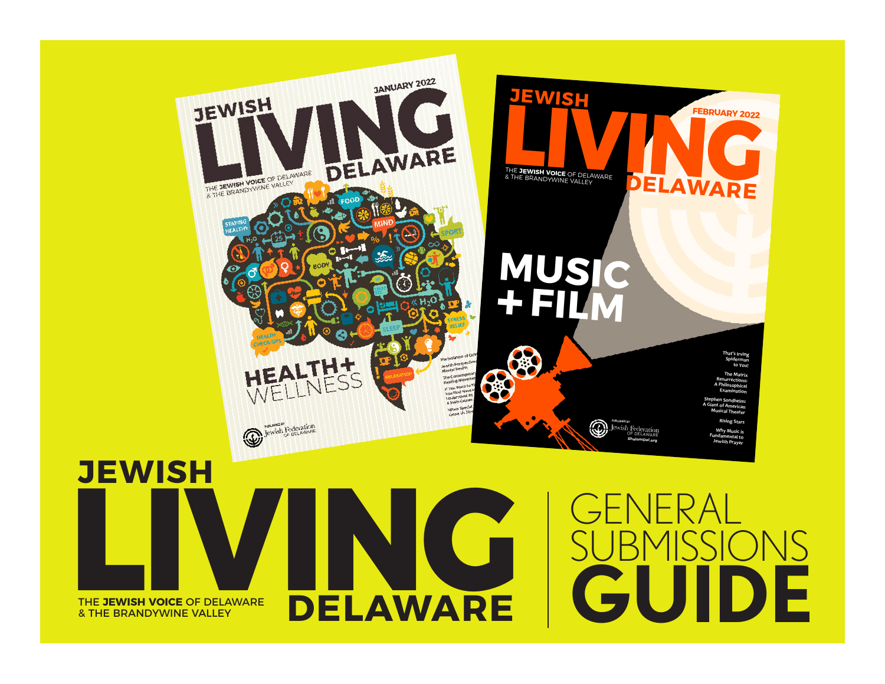# JEWISH LIVING DELAWARE

THE **JEWISH VOICE** OF DELAWARE
& THE BRANDYWINE VALLEY

# GENERAL SUBMISSIONS GUIDE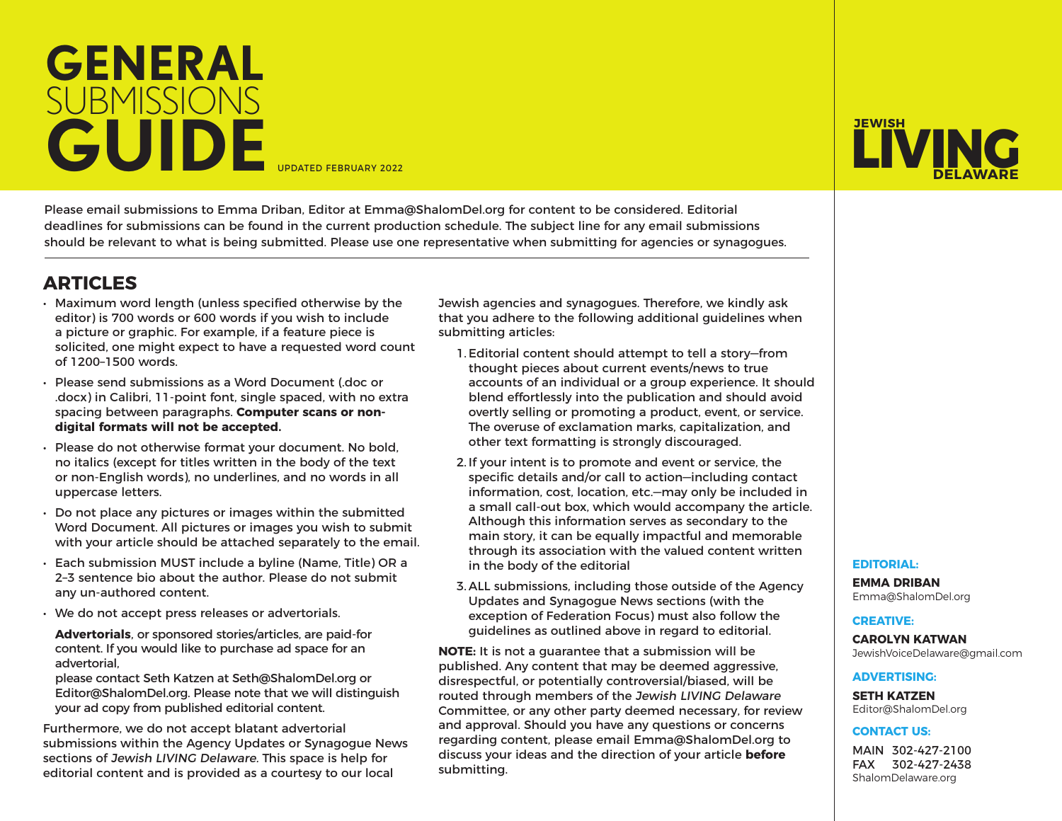# GENERAL SUBMISSIONS GUIDE

UPDATED FEBRUARY 2022

JEWISH LIVING DELAWARE

Please email submissions to Emma Driban, Editor at Emma@ShalomDel.org for content to be considered. Editorial deadlines for submissions can be found in the current production schedule. The subject line for any email submissions should be relevant to what is being submitted. Please use one representative when submitting for agencies or synagogues.

## ARTICLES

- Maximum word length (unless specified otherwise by the editor) is 700 words or 600 words if you wish to include a picture or graphic. For example, if a feature piece is solicited, one might expect to have a requested word count of 1200–1500 words.
- Please send submissions as a Word Document (.doc or .docx) in Calibri, 11-point font, single spaced, with no extra spacing between paragraphs. **Computer scans or non-digital formats will not be accepted.**
- Please do not otherwise format your document. No bold, no italics (except for titles written in the body of the text or non-English words), no underlines, and no words in all uppercase letters.
- Do not place any pictures or images within the submitted Word Document. All pictures or images you wish to submit with your article should be attached separately to the email.
- Each submission MUST include a byline (Name, Title) OR a 2–3 sentence bio about the author. Please do not submit any un-authored content.
- We do not accept press releases or advertorials.

  **Advertorials**, or sponsored stories/articles, are paid-for content. If you would like to purchase ad space for an advertorial,

  please contact Seth Katzen at Seth@ShalomDel.org or Editor@ShalomDel.org. Please note that we will distinguish your ad copy from published editorial content.

Furthermore, we do not accept blatant advertorial submissions within the Agency Updates or Synagogue News sections of *Jewish LIVING Delaware*. This space is help for editorial content and is provided as a courtesy to our local Jewish agencies and synagogues. Therefore, we kindly ask that you adhere to the following additional guidelines when submitting articles:

1. Editorial content should attempt to tell a story—from thought pieces about current events/news to true accounts of an individual or a group experience. It should blend effortlessly into the publication and should avoid overtly selling or promoting a product, event, or service. The overuse of exclamation marks, capitalization, and other text formatting is strongly discouraged.
2. If your intent is to promote and event or service, the specific details and/or call to action—including contact information, cost, location, etc.—may only be included in a small call-out box, which would accompany the article. Although this information serves as secondary to the main story, it can be equally impactful and memorable through its association with the valued content written in the body of the editorial
3. ALL submissions, including those outside of the Agency Updates and Synagogue News sections (with the exception of Federation Focus) must also follow the guidelines as outlined above in regard to editorial.

**NOTE:** It is not a guarantee that a submission will be published. Any content that may be deemed aggressive, disrespectful, or potentially controversial/biased, will be routed through members of the *Jewish LIVING Delaware* Committee, or any other party deemed necessary, for review and approval. Should you have any questions or concerns regarding content, please email Emma@ShalomDel.org to discuss your ideas and the direction of your article **before** submitting.

**EDITORIAL:**

**EMMA DRIBAN**
Emma@ShalomDel.org

**CREATIVE:**

**CAROLYN KATWAN**
JewishVoiceDelaware@gmail.com

**ADVERTISING:**

**SETH KATZEN**
Editor@ShalomDel.org

**CONTACT US:**

MAIN 302-427-2100
FAX 302-427-2438
ShalomDelaware.org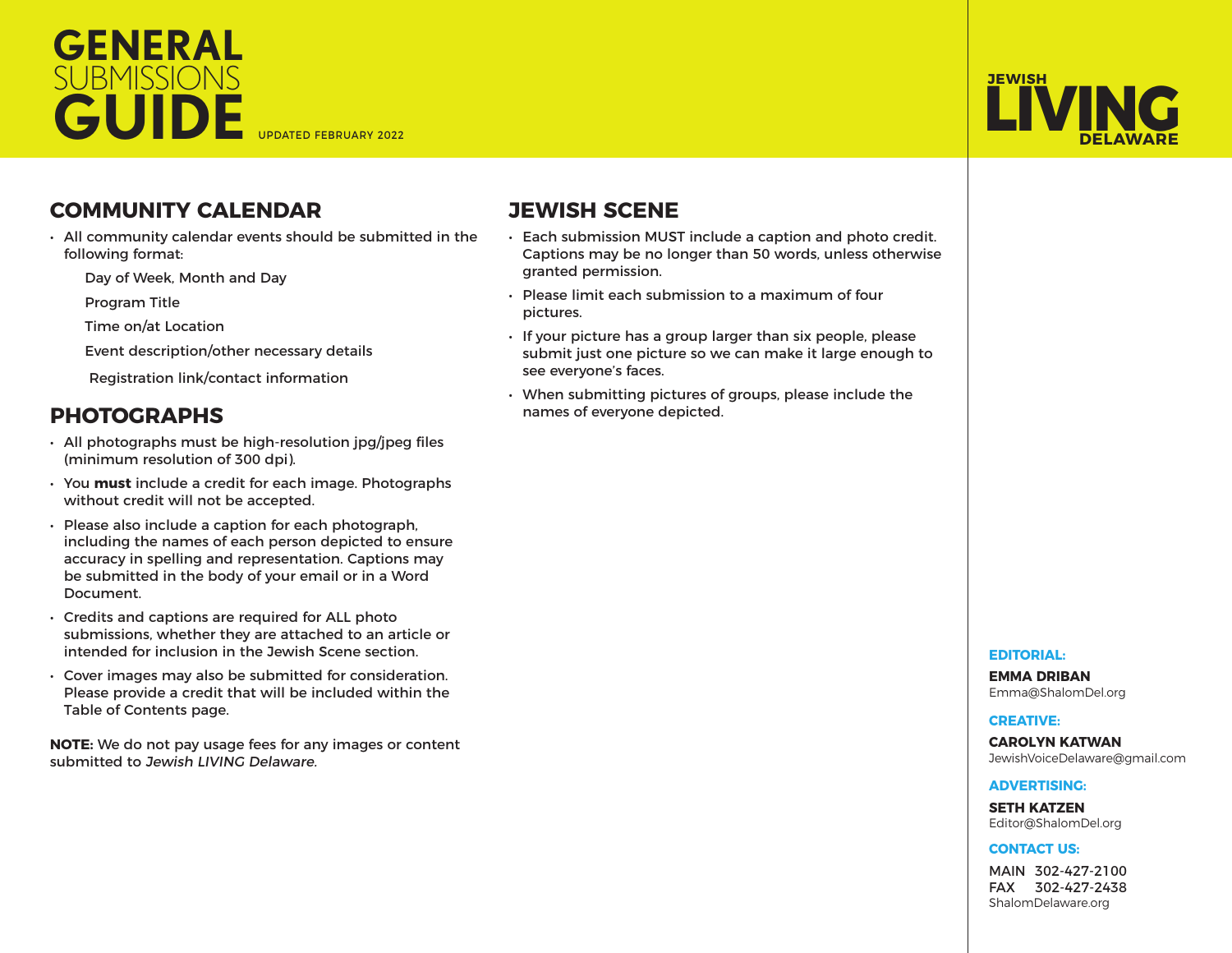# GENERAL SUBMISSIONS GUIDE

UPDATED FEBRUARY 2022

JEWISH LIVING DELAWARE

## COMMUNITY CALENDAR

- All community calendar events should be submitted in the following format:

  Day of Week, Month and Day

  Program Title

  Time on/at Location

  Event description/other necessary details

  Registration link/contact information

## PHOTOGRAPHS

- All photographs must be high-resolution jpg/jpeg files (minimum resolution of 300 dpi).
- You **must** include a credit for each image. Photographs without credit will not be accepted.
- Please also include a caption for each photograph, including the names of each person depicted to ensure accuracy in spelling and representation. Captions may be submitted in the body of your email or in a Word Document.
- Credits and captions are required for ALL photo submissions, whether they are attached to an article or intended for inclusion in the Jewish Scene section.
- Cover images may also be submitted for consideration. Please provide a credit that will be included within the Table of Contents page.

**NOTE:** We do not pay usage fees for any images or content submitted to *Jewish LIVING Delaware.*

## JEWISH SCENE

- Each submission MUST include a caption and photo credit. Captions may be no longer than 50 words, unless otherwise granted permission.
- Please limit each submission to a maximum of four pictures.
- If your picture has a group larger than six people, please submit just one picture so we can make it large enough to see everyone's faces.
- When submitting pictures of groups, please include the names of everyone depicted.

**EDITORIAL:**

**EMMA DRIBAN**
Emma@ShalomDel.org

**CREATIVE:**

**CAROLYN KATWAN**
JewishVoiceDelaware@gmail.com

**ADVERTISING:**

**SETH KATZEN**
Editor@ShalomDel.org

**CONTACT US:**

MAIN 302-427-2100
FAX 302-427-2438
ShalomDelaware.org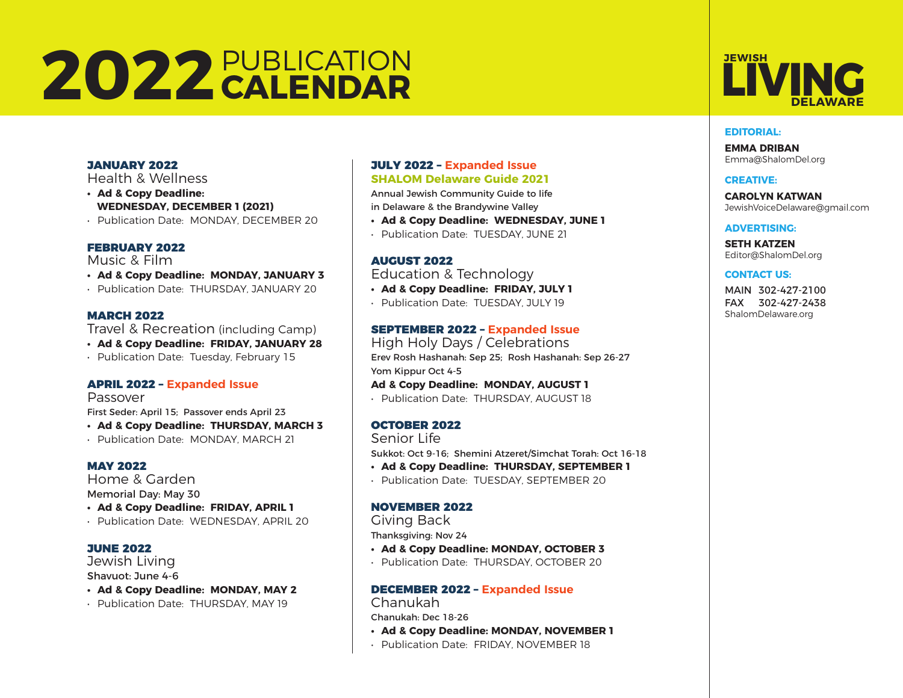# 2022 PUBLICATION CALENDAR

**JEWISH LIVING DELAWARE**

### JANUARY 2022
Health & Wellness

- **Ad & Copy Deadline: WEDNESDAY, DECEMBER 1 (2021)**
- Publication Date: MONDAY, DECEMBER 20

### FEBRUARY 2022
Music & Film

- **Ad & Copy Deadline: MONDAY, JANUARY 3**
- Publication Date: THURSDAY, JANUARY 20

### MARCH 2022
Travel & Recreation (including Camp)

- **Ad & Copy Deadline: FRIDAY, JANUARY 28**
- Publication Date: Tuesday, February 15

### APRIL 2022 – Expanded Issue
Passover

First Seder: April 15; Passover ends April 23

- **Ad & Copy Deadline: THURSDAY, MARCH 3**
- Publication Date: MONDAY, MARCH 21

### MAY 2022
Home & Garden

Memorial Day: May 30

- **Ad & Copy Deadline: FRIDAY, APRIL 1**
- Publication Date: WEDNESDAY, APRIL 20

### JUNE 2022
Jewish Living

Shavuot: June 4-6

- **Ad & Copy Deadline: MONDAY, MAY 2**
- Publication Date: THURSDAY, MAY 19

### JULY 2022 – Expanded Issue
**SHALOM Delaware Guide 2021**

Annual Jewish Community Guide to life in Delaware & the Brandywine Valley

- **Ad & Copy Deadline: WEDNESDAY, JUNE 1**
- Publication Date: TUESDAY, JUNE 21

### AUGUST 2022
Education & Technology

- **Ad & Copy Deadline: FRIDAY, JULY 1**
- Publication Date: TUESDAY, JULY 19

### SEPTEMBER 2022 – Expanded Issue
High Holy Days / Celebrations

Erev Rosh Hashanah: Sep 25; Rosh Hashanah: Sep 26-27

Yom Kippur Oct 4-5

**Ad & Copy Deadline: MONDAY, AUGUST 1**

- Publication Date: THURSDAY, AUGUST 18

### OCTOBER 2022
Senior Life

Sukkot: Oct 9-16; Shemini Atzeret/Simchat Torah: Oct 16-18

- **Ad & Copy Deadline: THURSDAY, SEPTEMBER 1**
- Publication Date: TUESDAY, SEPTEMBER 20

### NOVEMBER 2022
Giving Back

Thanksgiving: Nov 24

- **Ad & Copy Deadline: MONDAY, OCTOBER 3**
- Publication Date: THURSDAY, OCTOBER 20

### DECEMBER 2022 – Expanded Issue
Chanukah

Chanukah: Dec 18-26

- **Ad & Copy Deadline: MONDAY, NOVEMBER 1**
- Publication Date: FRIDAY, NOVEMBER 18

---

**EDITORIAL:**

**EMMA DRIBAN**
Emma@ShalomDel.org

**CREATIVE:**

**CAROLYN KATWAN**
JewishVoiceDelaware@gmail.com

**ADVERTISING:**

**SETH KATZEN**
Editor@ShalomDel.org

**CONTACT US:**

MAIN 302-427-2100
FAX 302-427-2438
ShalomDelaware.org